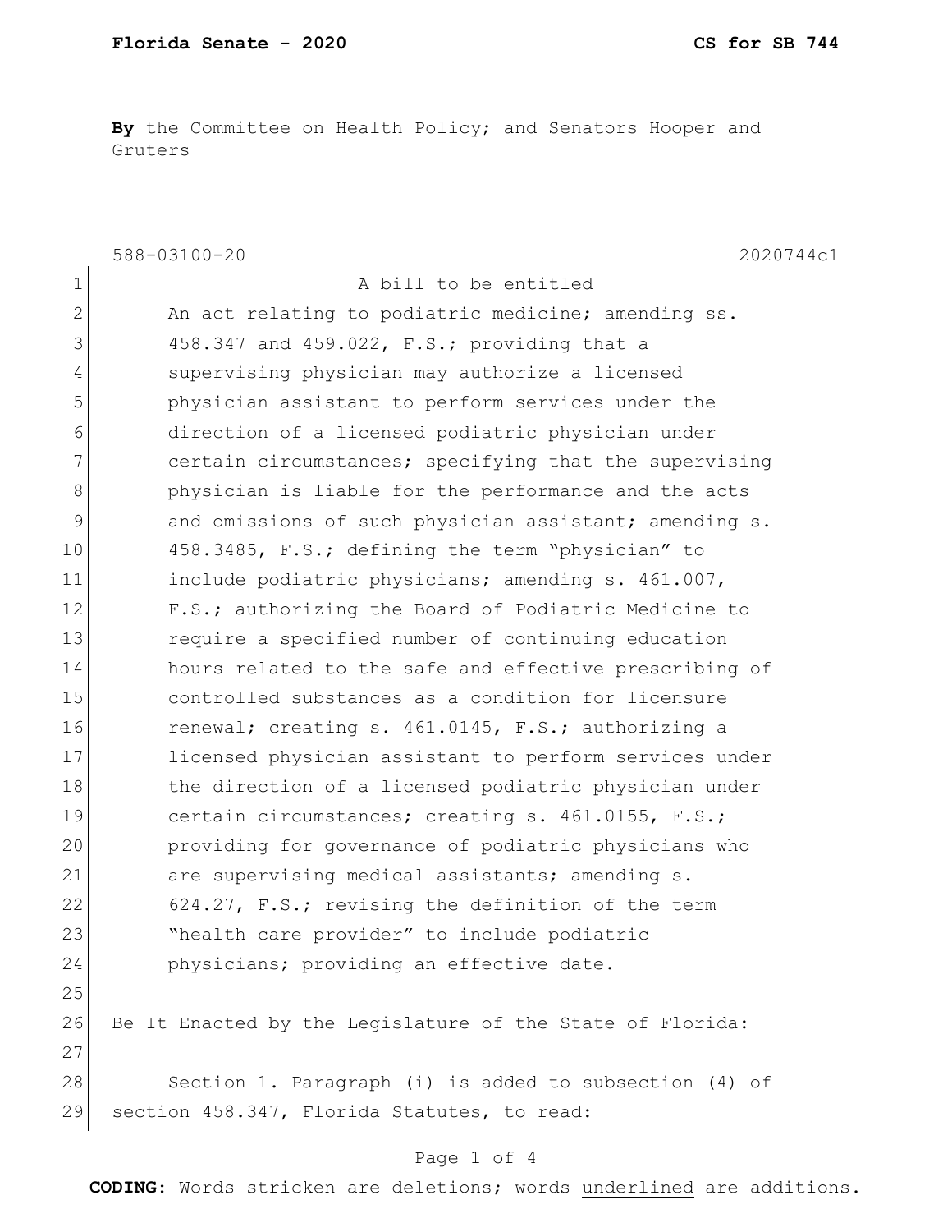**By** the Committee on Health Policy; and Senators Hooper and Gruters

588-03100-20 2020744c1

A bill to be entitled

An act relating to podiatric medicine; amending ss. 458.347 and 459.022, F.S.; providing that a supervising physician may authorize a licensed physician assistant to perform services under the direction of a licensed podiatric physician under certain circumstances; specifying that the supervising physician is liable for the performance and the acts and omissions of such physician assistant; amending s. 458.3485, F.S.; defining the term "physician" to include podiatric physicians; amending s. 461.007, F.S.; authorizing the Board of Podiatric Medicine to require a specified number of continuing education hours related to the safe and effective prescribing of controlled substances as a condition for licensure renewal; creating s. 461.0145, F.S.; authorizing a licensed physician assistant to perform services under the direction of a licensed podiatric physician under certain circumstances; creating s. 461.0155, F.S.; providing for governance of podiatric physicians who are supervising medical assistants; amending s. 624.27, F.S.; revising the definition of the term "health care provider" to include podiatric physicians; providing an effective date.

Be It Enacted by the Legislature of the State of Florida:

Section 1. Paragraph (i) is added to subsection (4) of section 458.347, Florida Statutes, to read:

CODING: Words ~~stricken~~ are deletions; words underlined are additions.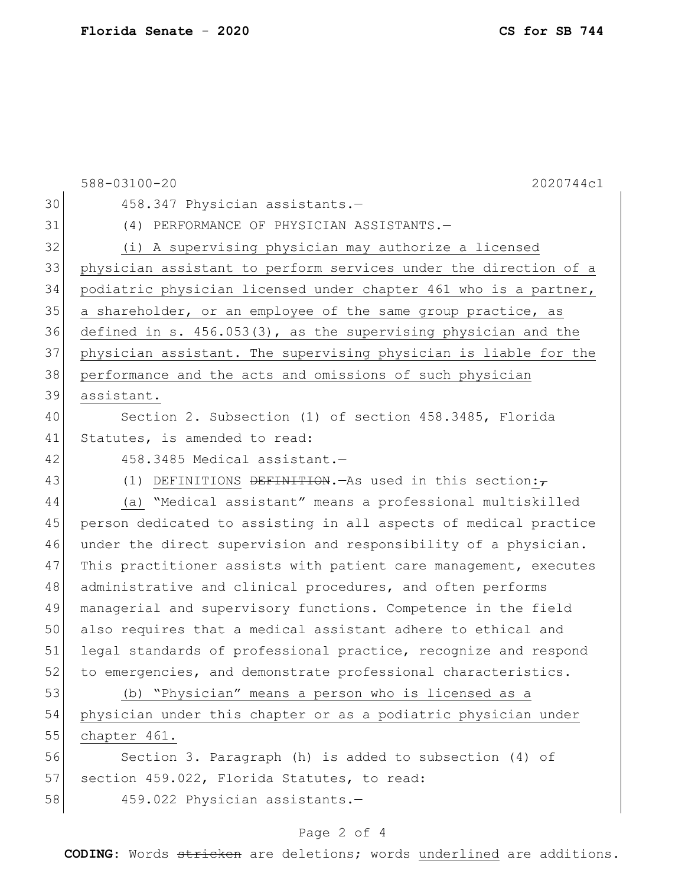458.347 Physician assistants.—

(4) PERFORMANCE OF PHYSICIAN ASSISTANTS.—

<u>(i) A supervising physician may authorize a licensed physician assistant to perform services under the direction of a podiatric physician licensed under chapter 461 who is a partner, a shareholder, or an employee of the same group practice, as defined in s. 456.053(3), as the supervising physician and the physician assistant. The supervising physician is liable for the performance and the acts and omissions of such physician assistant.</u>

Section 2. Subsection (1) of section 458.3485, Florida Statutes, is amended to read:

458.3485 Medical assistant.—

(1) <u>DEFINITIONS</u> ~~DEFINITION~~.—As used in this section<u>:</u>~~,~~

<u>(a)</u> "Medical assistant" means a professional multiskilled person dedicated to assisting in all aspects of medical practice under the direct supervision and responsibility of a physician. This practitioner assists with patient care management, executes administrative and clinical procedures, and often performs managerial and supervisory functions. Competence in the field also requires that a medical assistant adhere to ethical and legal standards of professional practice, recognize and respond to emergencies, and demonstrate professional characteristics.

<u>(b) "Physician" means a person who is licensed as a physician under this chapter or as a podiatric physician under chapter 461.</u>

Section 3. Paragraph (h) is added to subsection (4) of section 459.022, Florida Statutes, to read:

459.022 Physician assistants.—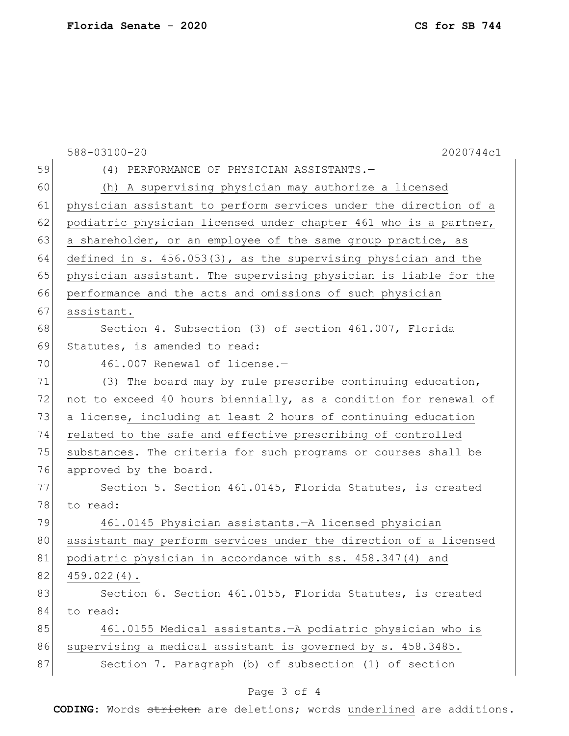(4) PERFORMANCE OF PHYSICIAN ASSISTANTS.—

<u>(h) A supervising physician may authorize a licensed physician assistant to perform services under the direction of a podiatric physician licensed under chapter 461 who is a partner, a shareholder, or an employee of the same group practice, as defined in s. 456.053(3), as the supervising physician and the physician assistant. The supervising physician is liable for the performance and the acts and omissions of such physician assistant.</u>

Section 4. Subsection (3) of section 461.007, Florida Statutes, is amended to read:

461.007 Renewal of license.—

(3) The board may by rule prescribe continuing education, not to exceed 40 hours biennially, as a condition for renewal of a license<u>, including at least 2 hours of continuing education related to the safe and effective prescribing of controlled substances</u>. The criteria for such programs or courses shall be approved by the board.

Section 5. Section 461.0145, Florida Statutes, is created to read:

<u>461.0145 Physician assistants.—A licensed physician assistant may perform services under the direction of a licensed podiatric physician in accordance with ss. 458.347(4) and 459.022(4).</u>

Section 6. Section 461.0155, Florida Statutes, is created to read:

<u>461.0155 Medical assistants.—A podiatric physician who is supervising a medical assistant is governed by s. 458.3485.</u>

Section 7. Paragraph (b) of subsection (1) of section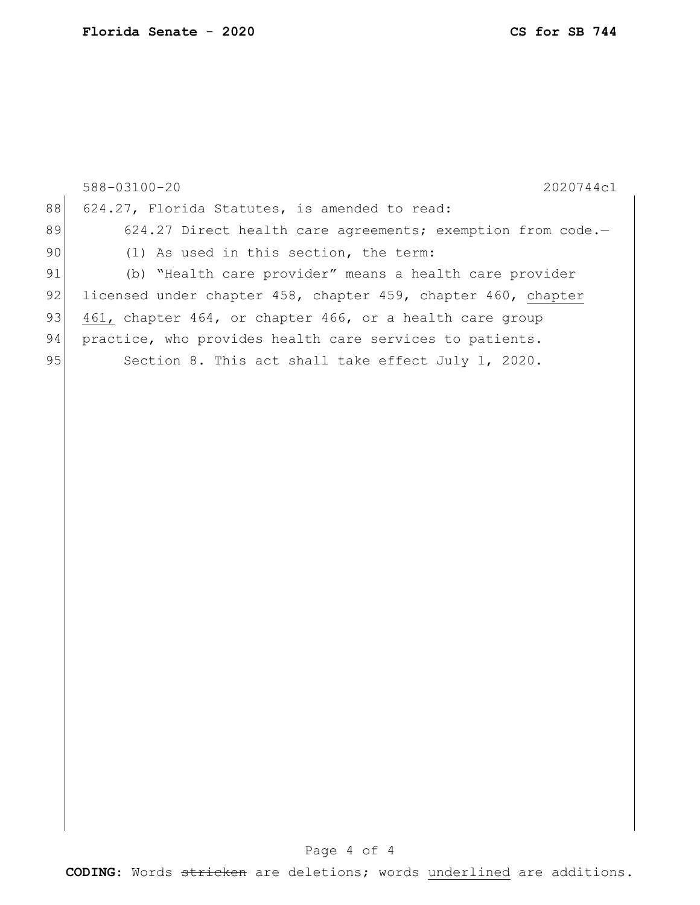624.27, Florida Statutes, is amended to read:

624.27 Direct health care agreements; exemption from code.—

(1) As used in this section, the term:

(b) "Health care provider" means a health care provider licensed under chapter 458, chapter 459, chapter 460, <u>chapter 461,</u> chapter 464, or chapter 466, or a health care group practice, who provides health care services to patients.

Section 8. This act shall take effect July 1, 2020.